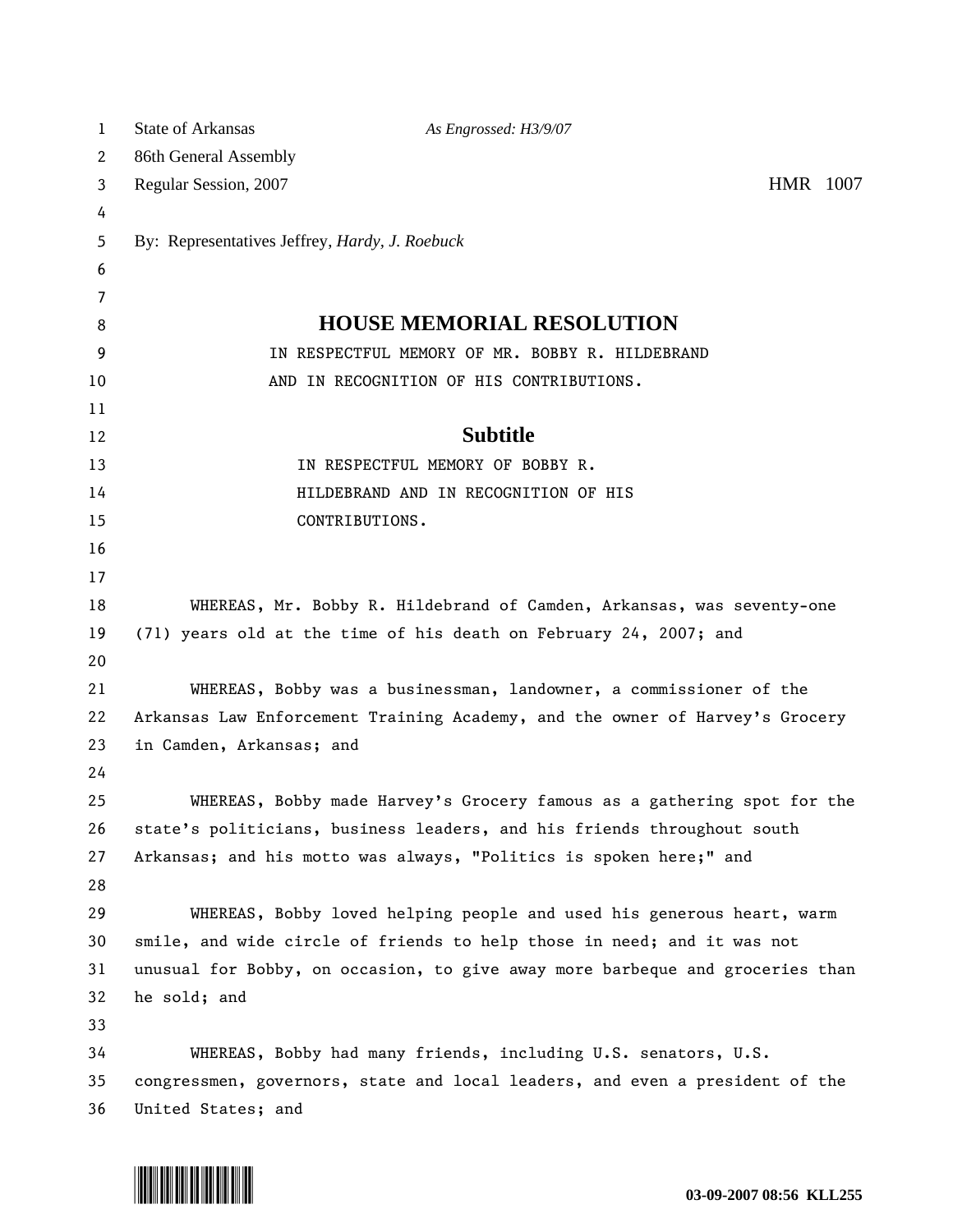State of Arkansas *As Engrossed: H3/9/07*
86th General Assembly
Regular Session, 2007 HMR 1007

By: Representatives Jeffrey, *Hardy, J. Roebuck*

# HOUSE MEMORIAL RESOLUTION

IN RESPECTFUL MEMORY OF MR. BOBBY R. HILDEBRAND AND IN RECOGNITION OF HIS CONTRIBUTIONS.

## Subtitle

IN RESPECTFUL MEMORY OF BOBBY R. HILDEBRAND AND IN RECOGNITION OF HIS CONTRIBUTIONS.

WHEREAS, Mr. Bobby R. Hildebrand of Camden, Arkansas, was seventy-one (71) years old at the time of his death on February 24, 2007; and

WHEREAS, Bobby was a businessman, landowner, a commissioner of the Arkansas Law Enforcement Training Academy, and the owner of Harvey's Grocery in Camden, Arkansas; and

WHEREAS, Bobby made Harvey's Grocery famous as a gathering spot for the state's politicians, business leaders, and his friends throughout south Arkansas; and his motto was always, "Politics is spoken here;" and

WHEREAS, Bobby loved helping people and used his generous heart, warm smile, and wide circle of friends to help those in need; and it was not unusual for Bobby, on occasion, to give away more barbeque and groceries than he sold; and

WHEREAS, Bobby had many friends, including U.S. senators, U.S. congressmen, governors, state and local leaders, and even a president of the United States; and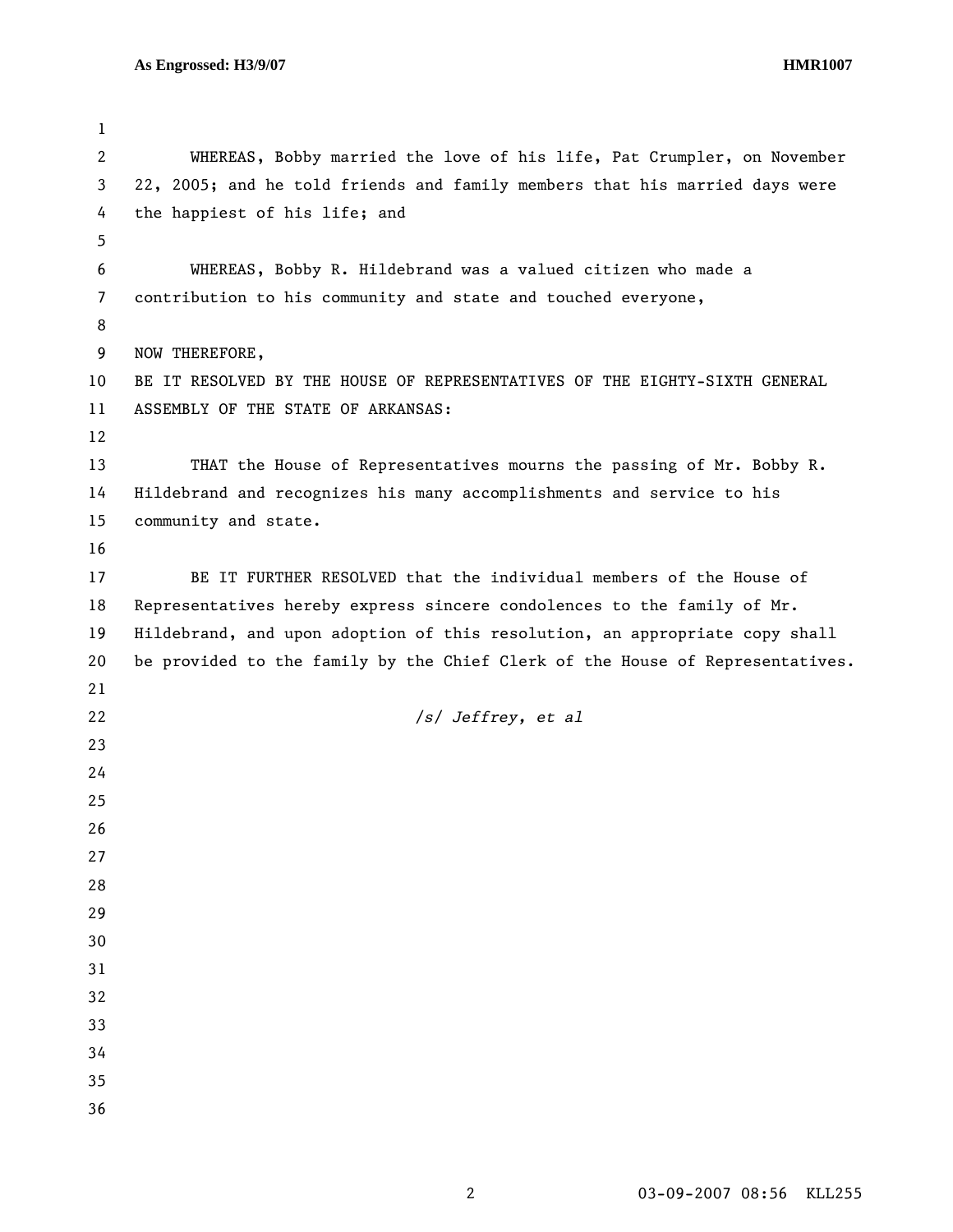WHEREAS, Bobby married the love of his life, Pat Crumpler, on November 22, 2005; and he told friends and family members that his married days were the happiest of his life; and

WHEREAS, Bobby R. Hildebrand was a valued citizen who made a contribution to his community and state and touched everyone,

NOW THEREFORE,
BE IT RESOLVED BY THE HOUSE OF REPRESENTATIVES OF THE EIGHTY-SIXTH GENERAL ASSEMBLY OF THE STATE OF ARKANSAS:

THAT the House of Representatives mourns the passing of Mr. Bobby R. Hildebrand and recognizes his many accomplishments and service to his community and state.

BE IT FURTHER RESOLVED that the individual members of the House of Representatives hereby express sincere condolences to the family of Mr. Hildebrand, and upon adoption of this resolution, an appropriate copy shall be provided to the family by the Chief Clerk of the House of Representatives.

*/s/ Jeffrey, et al*